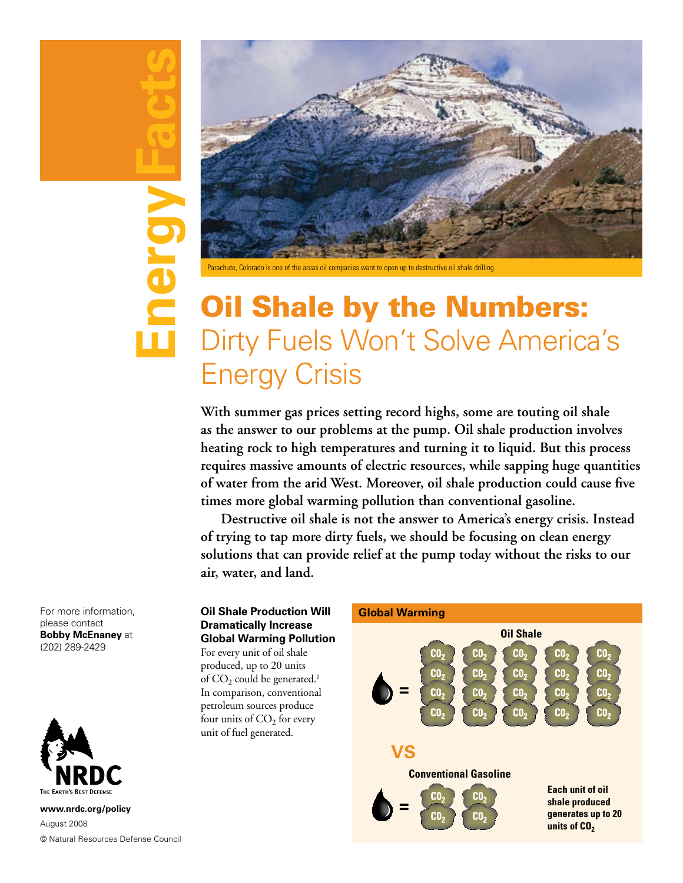Energy Facts

Parachute, Colorado is one of the areas oil companies want to open up to destructive oil shale drilling

# Oil Shale by the Numbers: Dirty Fuels Won't Solve America's Energy Crisis

**With summer gas prices setting record highs, some are touting oil shale as the answer to our problems at the pump. Oil shale production involves heating rock to high temperatures and turning it to liquid. But this process requires massive amounts of electric resources, while sapping huge quantities of water from the arid West. Moreover, oil shale production could cause five times more global warming pollution than conventional gasoline.**

**Destructive oil shale is not the answer to America's energy crisis. Instead of trying to tap more dirty fuels, we should be focusing on clean energy solutions that can provide relief at the pump today without the risks to our air, water, and land.**

### Oil Shale Production Will Dramatically Increase Global Warming Pollution

For every unit of oil shale produced, up to 20 units of $CO_2$ could be generated.[1] In comparison, conventional petroleum sources produce four units of $CO_2$ for every unit of fuel generated.

**Global Warming**

**Oil Shale**

= $CO_2$ $CO_2$ $CO_2$ $CO_2$ $CO_2$ $CO_2$ $CO_2$ $CO_2$ $CO_2$ $CO_2$ $CO_2$ $CO_2$ $CO_2$ $CO_2$ $CO_2$ $CO_2$ $CO_2$ $CO_2$ $CO_2$ $CO_2$

**VS**

**Conventional Gasoline**

= $CO_2$ $CO_2$ $CO_2$ $CO_2$

**Each unit of oil shale produced generates up to 20 units of $CO_2$**

For more information, please contact **Bobby McEnaney** at (202) 289-2429

NRDC
THE EARTH'S BEST DEFENSE

**www.nrdc.org/policy**
August 2008
© Natural Resources Defense Council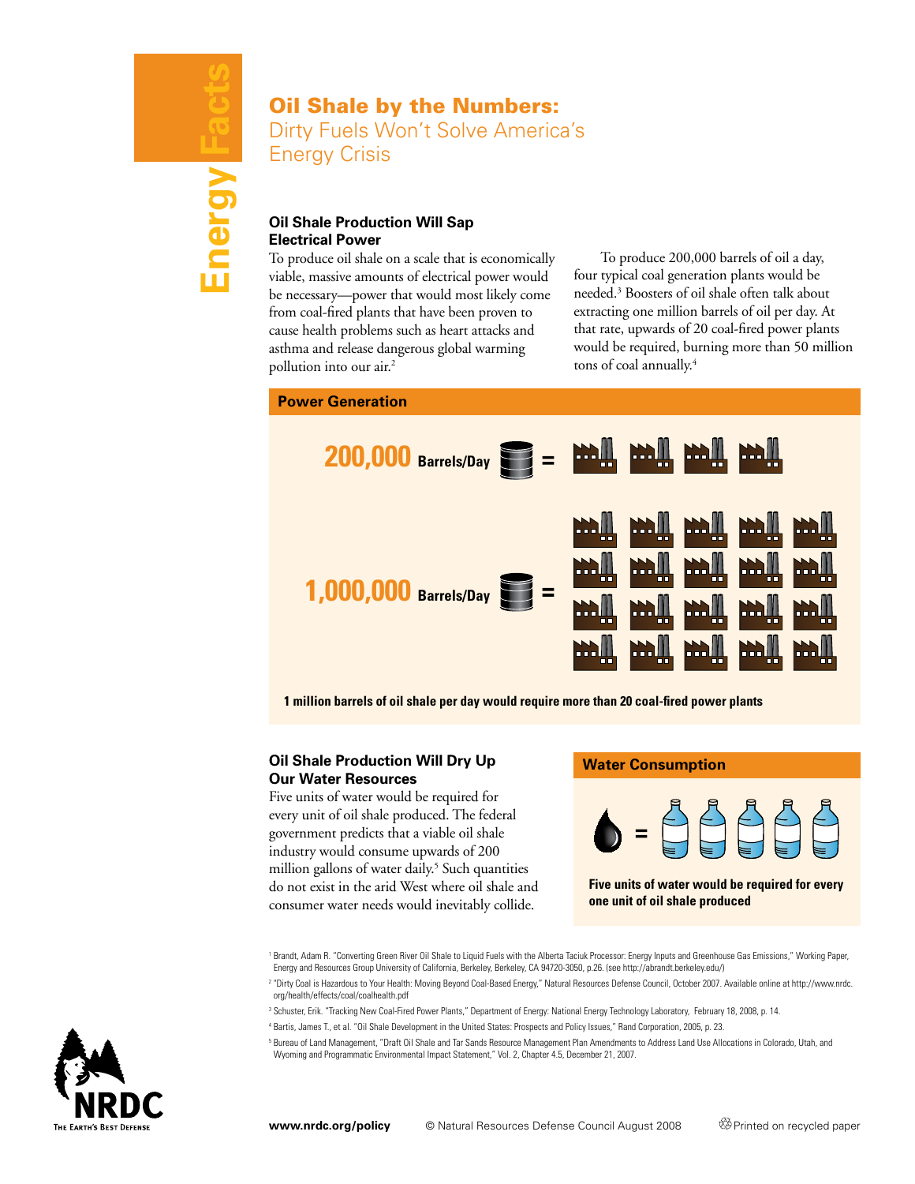# Oil Shale by the Numbers: Dirty Fuels Won't Solve America's Energy Crisis

Energy Facts

### Oil Shale Production Will Sap Electrical Power

To produce oil shale on a scale that is economically viable, massive amounts of electrical power would be necessary—power that would most likely come from coal-fired plants that have been proven to cause health problems such as heart attacks and asthma and release dangerous global warming pollution into our air.[2]

To produce 200,000 barrels of oil a day, four typical coal generation plants would be needed.[3] Boosters of oil shale often talk about extracting one million barrels of oil per day. At that rate, upwards of 20 coal-fired power plants would be required, burning more than 50 million tons of coal annually.[4]

**Power Generation**

200,000 Barrels/Day =

1,000,000 Barrels/Day =

**1 million barrels of oil shale per day would require more than 20 coal-fired power plants**

### Oil Shale Production Will Dry Up Our Water Resources

Five units of water would be required for every unit of oil shale produced. The federal government predicts that a viable oil shale industry would consume upwards of 200 million gallons of water daily.[5] Such quantities do not exist in the arid West where oil shale and consumer water needs would inevitably collide.

**Water Consumption**

**Five units of water would be required for every one unit of oil shale produced**

[1] Brandt, Adam R. "Converting Green River Oil Shale to Liquid Fuels with the Alberta Taciuk Processor: Energy Inputs and Greenhouse Gas Emissions," Working Paper, Energy and Resources Group University of California, Berkeley, Berkeley, CA 94720-3050, p.26. (see http://abrandt.berkeley.edu/)

[2] "Dirty Coal is Hazardous to Your Health: Moving Beyond Coal-Based Energy," Natural Resources Defense Council, October 2007. Available online at http://www.nrdc.org/health/effects/coal/coalhealth.pdf

[3] Schuster, Erik. "Tracking New Coal-Fired Power Plants," Department of Energy: National Energy Technology Laboratory, February 18, 2008, p. 14.

[4] Bartis, James T., et al. "Oil Shale Development in the United States: Prospects and Policy Issues," Rand Corporation, 2005, p. 23.

[5] Bureau of Land Management, "Draft Oil Shale and Tar Sands Resource Management Plan Amendments to Address Land Use Allocations in Colorado, Utah, and Wyoming and Programmatic Environmental Impact Statement," Vol. 2, Chapter 4.5, December 21, 2007.

NRDC
The Earth's Best Defense

www.nrdc.org/policy © Natural Resources Defense Council August 2008 Printed on recycled paper